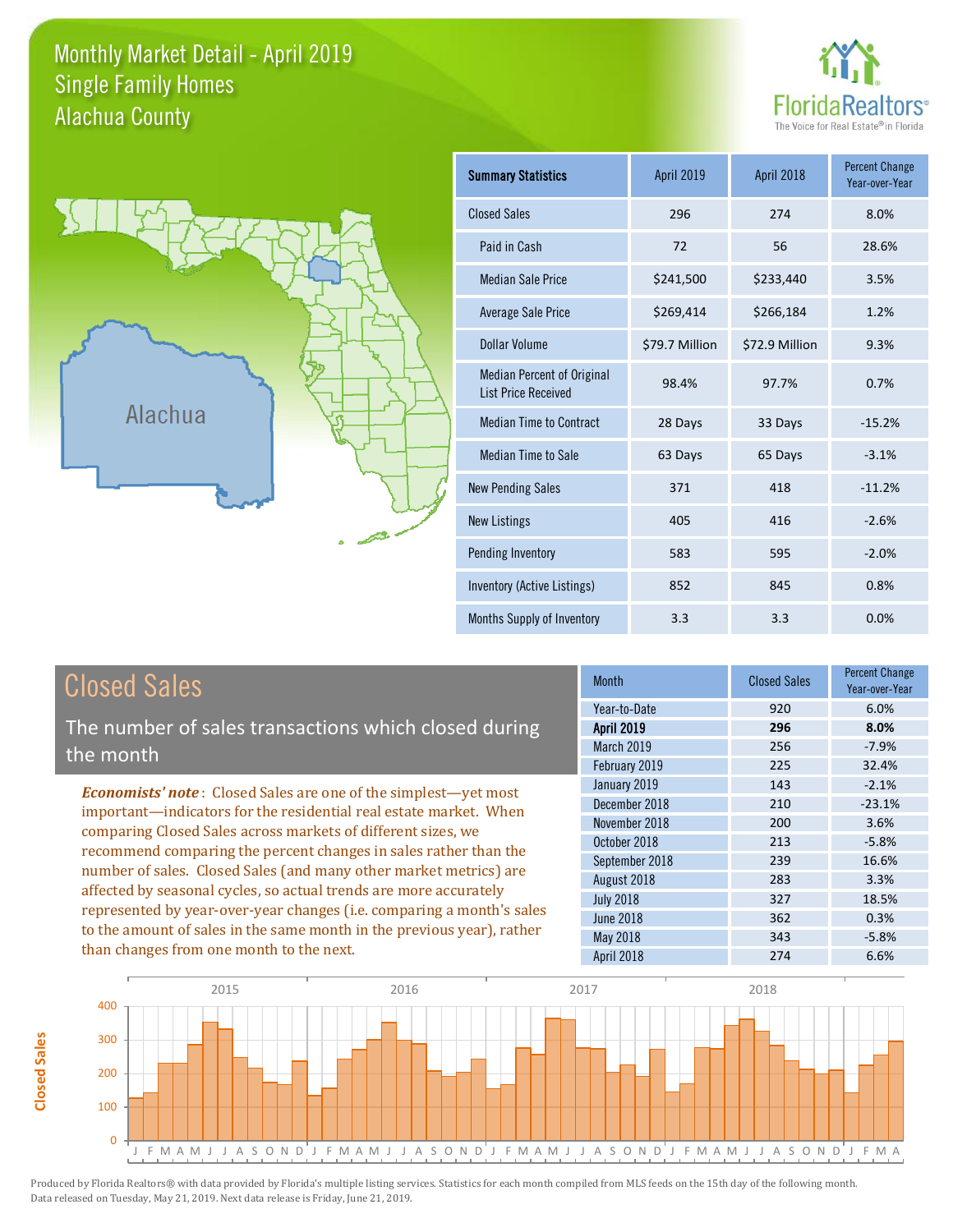# Monthly Market Detail - April 2019
## Single Family Homes
## Alachua County

FloridaRealtors®
The Voice for Real Estate® in Florida

Alachua

| Summary Statistics | April 2019 | April 2018 | Percent Change Year-over-Year |
|---|---|---|---|
| Closed Sales | 296 | 274 | 8.0% |
| Paid in Cash | 72 | 56 | 28.6% |
| Median Sale Price | $241,500 | $233,440 | 3.5% |
| Average Sale Price | $269,414 | $266,184 | 1.2% |
| Dollar Volume | $79.7 Million | $72.9 Million | 9.3% |
| Median Percent of Original List Price Received | 98.4% | 97.7% | 0.7% |
| Median Time to Contract | 28 Days | 33 Days | -15.2% |
| Median Time to Sale | 63 Days | 65 Days | -3.1% |
| New Pending Sales | 371 | 418 | -11.2% |
| New Listings | 405 | 416 | -2.6% |
| Pending Inventory | 583 | 595 | -2.0% |
| Inventory (Active Listings) | 852 | 845 | 0.8% |
| Months Supply of Inventory | 3.3 | 3.3 | 0.0% |

## Closed Sales

The number of sales transactions which closed during the month

***Economists' note***: Closed Sales are one of the simplest—yet most important—indicators for the residential real estate market. When comparing Closed Sales across markets of different sizes, we recommend comparing the percent changes in sales rather than the number of sales. Closed Sales (and many other market metrics) are affected by seasonal cycles, so actual trends are more accurately represented by year-over-year changes (i.e. comparing a month's sales to the amount of sales in the same month in the previous year), rather than changes from one month to the next.

| Month | Closed Sales | Percent Change Year-over-Year |
|---|---|---|
| Year-to-Date | 920 | 6.0% |
| **April 2019** | **296** | **8.0%** |
| March 2019 | 256 | -7.9% |
| February 2019 | 225 | 32.4% |
| January 2019 | 143 | -2.1% |
| December 2018 | 210 | -23.1% |
| November 2018 | 200 | 3.6% |
| October 2018 | 213 | -5.8% |
| September 2018 | 239 | 16.6% |
| August 2018 | 283 | 3.3% |
| July 2018 | 327 | 18.5% |
| June 2018 | 362 | 0.3% |
| May 2018 | 343 | -5.8% |
| April 2018 | 274 | 6.6% |

Produced by Florida Realtors® with data provided by Florida's multiple listing services. Statistics for each month compiled from MLS feeds on the 15th day of the following month. Data released on Tuesday, May 21, 2019. Next data release is Friday, June 21, 2019.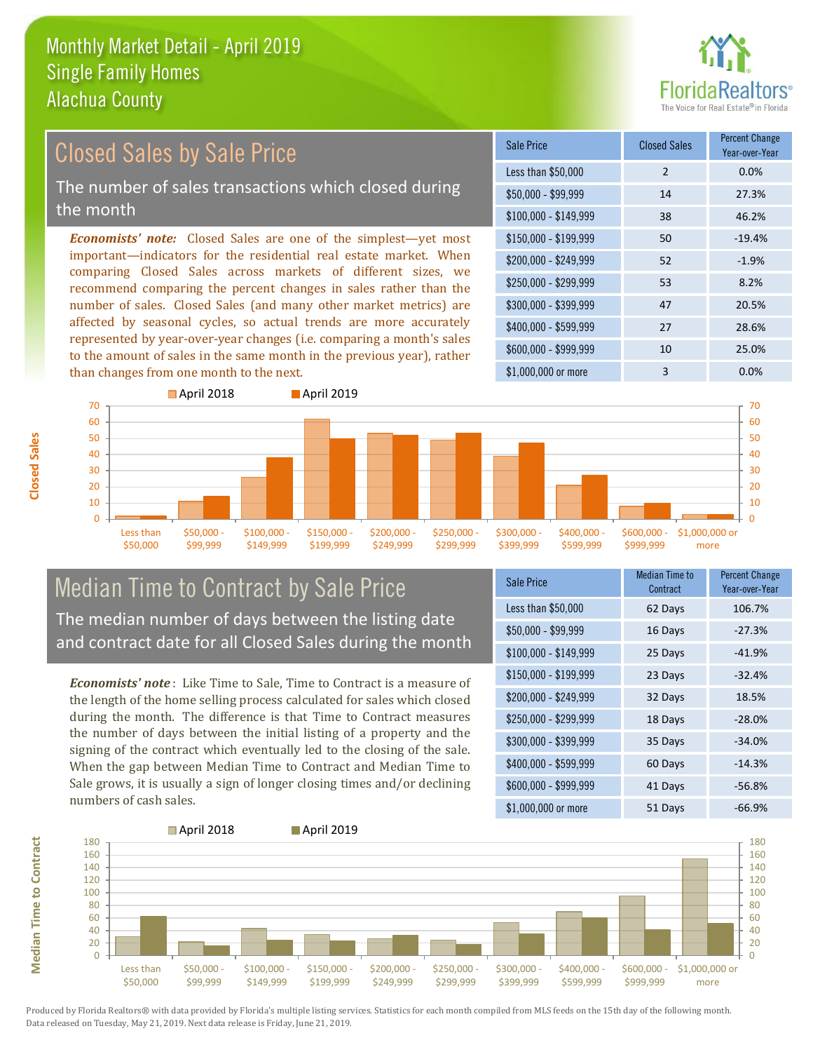# Monthly Market Detail - April 2019
## Single Family Homes
## Alachua County

## Closed Sales by Sale Price

The number of sales transactions which closed during the month

***Economists' note:*** Closed Sales are one of the simplest—yet most important—indicators for the residential real estate market. When comparing Closed Sales across markets of different sizes, we recommend comparing the percent changes in sales rather than the number of sales. Closed Sales (and many other market metrics) are affected by seasonal cycles, so actual trends are more accurately represented by year-over-year changes (i.e. comparing a month's sales to the amount of sales in the same month in the previous year), rather than changes from one month to the next.

| Sale Price | Closed Sales | Percent Change Year-over-Year |
|---|---|---|
| Less than $50,000 | 2 | 0.0% |
| $50,000 - $99,999 | 14 | 27.3% |
| $100,000 - $149,999 | 38 | 46.2% |
| $150,000 - $199,999 | 50 | -19.4% |
| $200,000 - $249,999 | 52 | -1.9% |
| $250,000 - $299,999 | 53 | 8.2% |
| $300,000 - $399,999 | 47 | 20.5% |
| $400,000 - $599,999 | 27 | 28.6% |
| $600,000 - $999,999 | 10 | 25.0% |
| $1,000,000 or more | 3 | 0.0% |

## Median Time to Contract by Sale Price

The median number of days between the listing date and contract date for all Closed Sales during the month

***Economists' note***: Like Time to Sale, Time to Contract is a measure of the length of the home selling process calculated for sales which closed during the month. The difference is that Time to Contract measures the number of days between the initial listing of a property and the signing of the contract which eventually led to the closing of the sale. When the gap between Median Time to Contract and Median Time to Sale grows, it is usually a sign of longer closing times and/or declining numbers of cash sales.

| Sale Price | Median Time to Contract | Percent Change Year-over-Year |
|---|---|---|
| Less than $50,000 | 62 Days | 106.7% |
| $50,000 - $99,999 | 16 Days | -27.3% |
| $100,000 - $149,999 | 25 Days | -41.9% |
| $150,000 - $199,999 | 23 Days | -32.4% |
| $200,000 - $249,999 | 32 Days | 18.5% |
| $250,000 - $299,999 | 18 Days | -28.0% |
| $300,000 - $399,999 | 35 Days | -34.0% |
| $400,000 - $599,999 | 60 Days | -14.3% |
| $600,000 - $999,999 | 41 Days | -56.8% |
| $1,000,000 or more | 51 Days | -66.9% |

Produced by Florida Realtors® with data provided by Florida's multiple listing services. Statistics for each month compiled from MLS feeds on the 15th day of the following month. Data released on Tuesday, May 21, 2019. Next data release is Friday, June 21, 2019.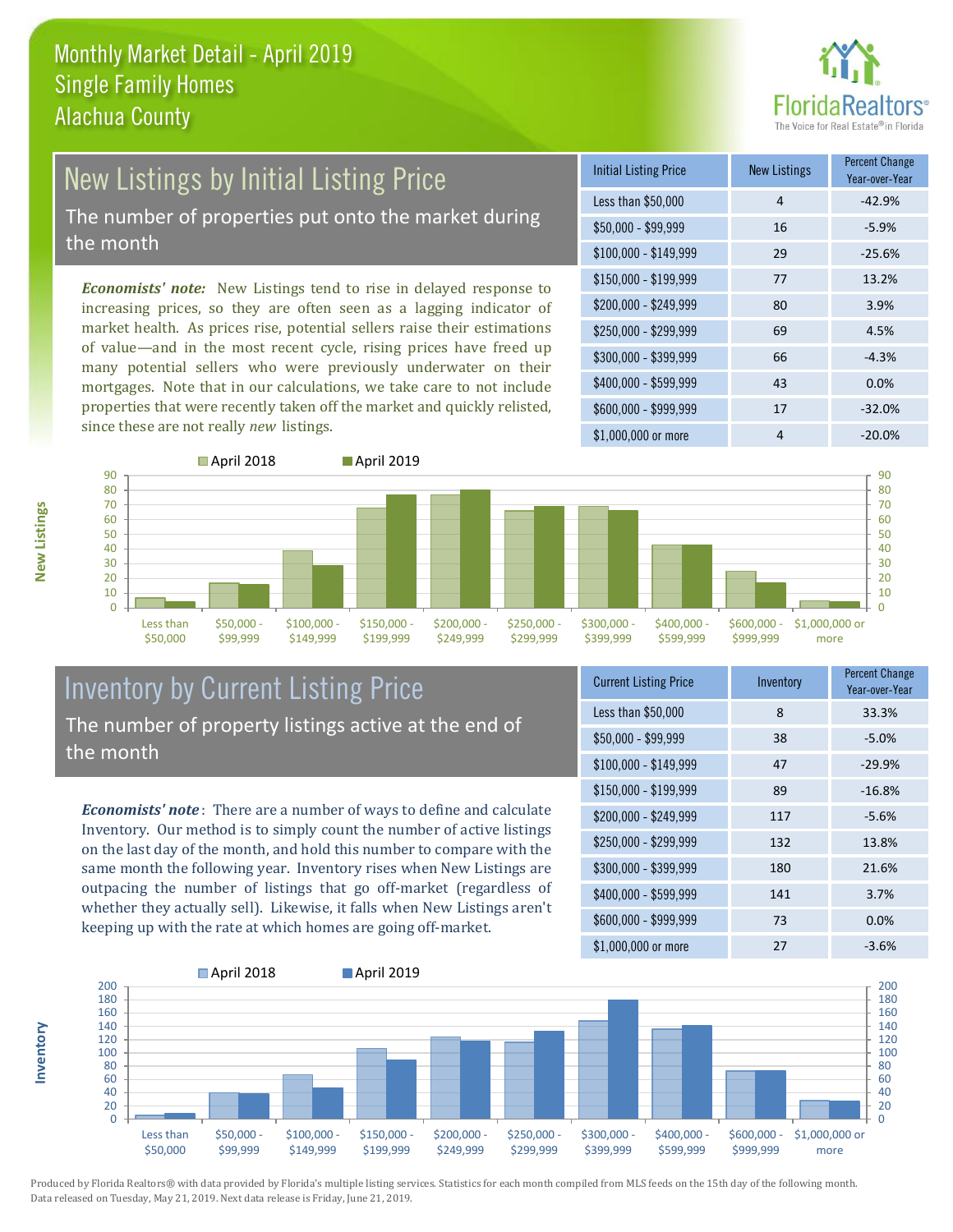# Monthly Market Detail - April 2019
## Single Family Homes
## Alachua County

## New Listings by Initial Listing Price

The number of properties put onto the market during the month

*Economists' note:* New Listings tend to rise in delayed response to increasing prices, so they are often seen as a lagging indicator of market health. As prices rise, potential sellers raise their estimations of value—and in the most recent cycle, rising prices have freed up many potential sellers who were previously underwater on their mortgages. Note that in our calculations, we take care to not include properties that were recently taken off the market and quickly relisted, since these are not really *new* listings.

| Initial Listing Price | New Listings | Percent Change Year-over-Year |
|---|---|---|
| Less than $50,000 | 4 | -42.9% |
| $50,000 - $99,999 | 16 | -5.9% |
| $100,000 - $149,999 | 29 | -25.6% |
| $150,000 - $199,999 | 77 | 13.2% |
| $200,000 - $249,999 | 80 | 3.9% |
| $250,000 - $299,999 | 69 | 4.5% |
| $300,000 - $399,999 | 66 | -4.3% |
| $400,000 - $599,999 | 43 | 0.0% |
| $600,000 - $999,999 | 17 | -32.0% |
| $1,000,000 or more | 4 | -20.0% |

## Inventory by Current Listing Price

The number of property listings active at the end of the month

*Economists' note*: There are a number of ways to define and calculate Inventory. Our method is to simply count the number of active listings on the last day of the month, and hold this number to compare with the same month the following year. Inventory rises when New Listings are outpacing the number of listings that go off-market (regardless of whether they actually sell). Likewise, it falls when New Listings aren't keeping up with the rate at which homes are going off-market.

| Current Listing Price | Inventory | Percent Change Year-over-Year |
|---|---|---|
| Less than $50,000 | 8 | 33.3% |
| $50,000 - $99,999 | 38 | -5.0% |
| $100,000 - $149,999 | 47 | -29.9% |
| $150,000 - $199,999 | 89 | -16.8% |
| $200,000 - $249,999 | 117 | -5.6% |
| $250,000 - $299,999 | 132 | 13.8% |
| $300,000 - $399,999 | 180 | 21.6% |
| $400,000 - $599,999 | 141 | 3.7% |
| $600,000 - $999,999 | 73 | 0.0% |
| $1,000,000 or more | 27 | -3.6% |

Produced by Florida Realtors® with data provided by Florida's multiple listing services. Statistics for each month compiled from MLS feeds on the 15th day of the following month. Data released on Tuesday, May 21, 2019. Next data release is Friday, June 21, 2019.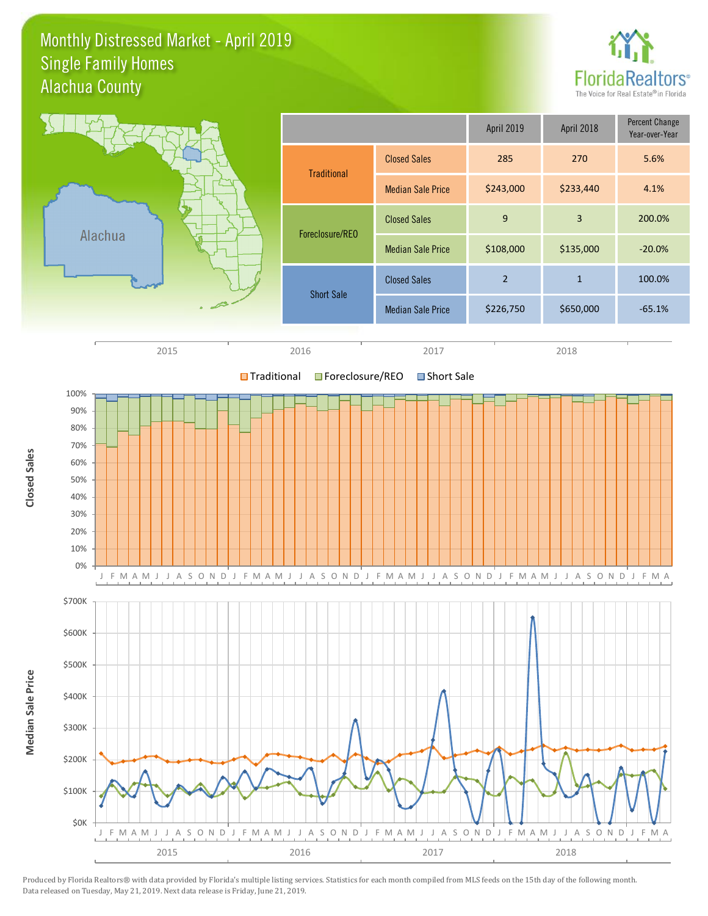# Monthly Distressed Market - April 2019
## Single Family Homes
## Alachua County

FloridaRealtors® The Voice for Real Estate® in Florida

| | | April 2019 | April 2018 | Percent Change Year-over-Year |
|---|---|---|---|---|
| Traditional | Closed Sales | 285 | 270 | 5.6% |
| | Median Sale Price | $243,000 | $233,440 | 4.1% |
| Foreclosure/REO | Closed Sales | 9 | 3 | 200.0% |
| | Median Sale Price | $108,000 | $135,000 | -20.0% |
| Short Sale | Closed Sales | 2 | 1 | 100.0% |
| | Median Sale Price | $226,750 | $650,000 | -65.1% |

Produced by Florida Realtors® with data provided by Florida's multiple listing services. Statistics for each month compiled from MLS feeds on the 15th day of the following month. Data released on Tuesday, May 21, 2019. Next data release is Friday, June 21, 2019.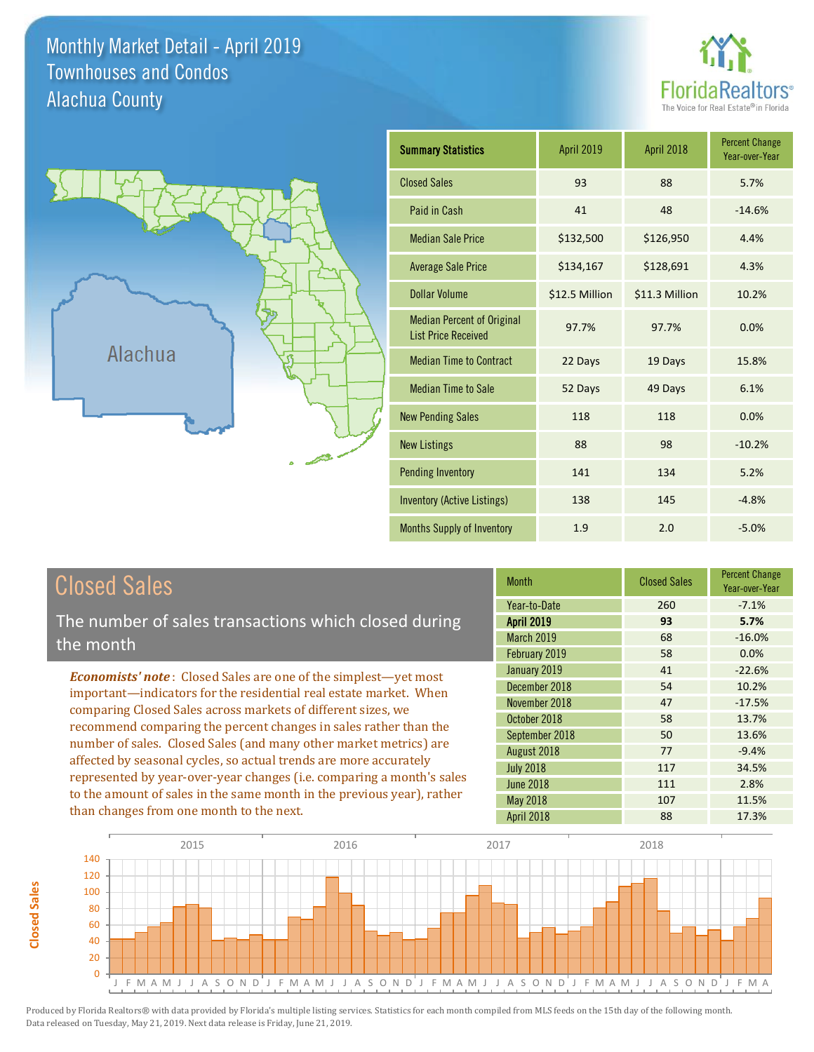# Monthly Market Detail - April 2019
## Townhouses and Condos
## Alachua County

| Summary Statistics | April 2019 | April 2018 | Percent Change Year-over-Year |
|---|---|---|---|
| Closed Sales | 93 | 88 | 5.7% |
| Paid in Cash | 41 | 48 | -14.6% |
| Median Sale Price | $132,500 | $126,950 | 4.4% |
| Average Sale Price | $134,167 | $128,691 | 4.3% |
| Dollar Volume | $12.5 Million | $11.3 Million | 10.2% |
| Median Percent of Original List Price Received | 97.7% | 97.7% | 0.0% |
| Median Time to Contract | 22 Days | 19 Days | 15.8% |
| Median Time to Sale | 52 Days | 49 Days | 6.1% |
| New Pending Sales | 118 | 118 | 0.0% |
| New Listings | 88 | 98 | -10.2% |
| Pending Inventory | 141 | 134 | 5.2% |
| Inventory (Active Listings) | 138 | 145 | -4.8% |
| Months Supply of Inventory | 1.9 | 2.0 | -5.0% |

## Closed Sales

The number of sales transactions which closed during the month

*Economists' note*: Closed Sales are one of the simplest—yet most important—indicators for the residential real estate market. When comparing Closed Sales across markets of different sizes, we recommend comparing the percent changes in sales rather than the number of sales. Closed Sales (and many other market metrics) are affected by seasonal cycles, so actual trends are more accurately represented by year-over-year changes (i.e. comparing a month's sales to the amount of sales in the same month in the previous year), rather than changes from one month to the next.

| Month | Closed Sales | Percent Change Year-over-Year |
|---|---|---|
| Year-to-Date | 260 | -7.1% |
| **April 2019** | **93** | **5.7%** |
| March 2019 | 68 | -16.0% |
| February 2019 | 58 | 0.0% |
| January 2019 | 41 | -22.6% |
| December 2018 | 54 | 10.2% |
| November 2018 | 47 | -17.5% |
| October 2018 | 58 | 13.7% |
| September 2018 | 50 | 13.6% |
| August 2018 | 77 | -9.4% |
| July 2018 | 117 | 34.5% |
| June 2018 | 111 | 2.8% |
| May 2018 | 107 | 11.5% |
| April 2018 | 88 | 17.3% |

Produced by Florida Realtors® with data provided by Florida's multiple listing services. Statistics for each month compiled from MLS feeds on the 15th day of the following month. Data released on Tuesday, May 21, 2019. Next data release is Friday, June 21, 2019.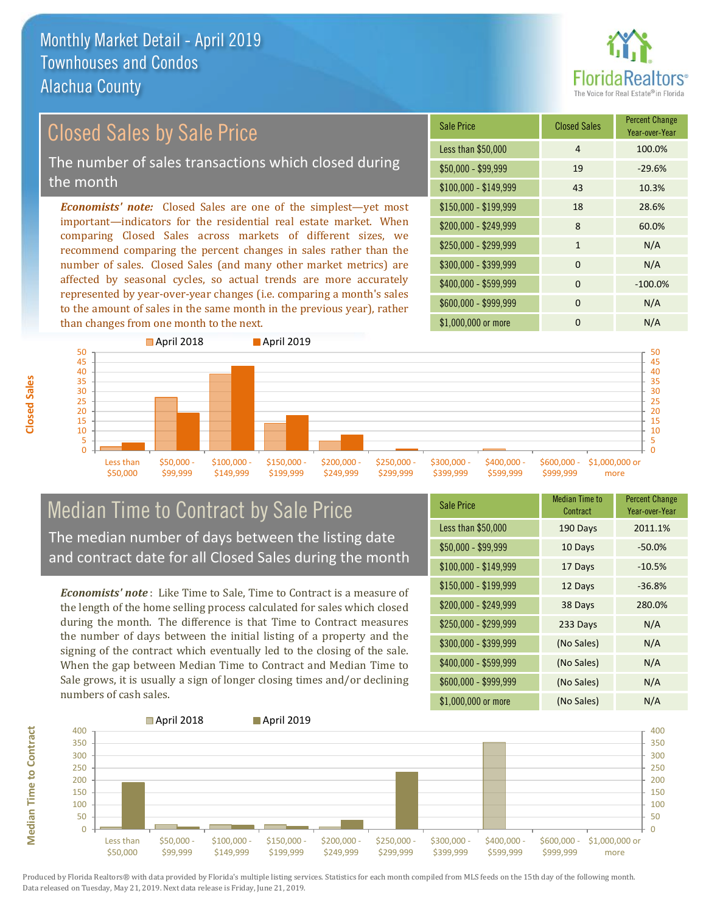# Monthly Market Detail - April 2019
## Townhouses and Condos
## Alachua County

## Closed Sales by Sale Price

The number of sales transactions which closed during the month

*Economists' note:* Closed Sales are one of the simplest—yet most important—indicators for the residential real estate market. When comparing Closed Sales across markets of different sizes, we recommend comparing the percent changes in sales rather than the number of sales. Closed Sales (and many other market metrics) are affected by seasonal cycles, so actual trends are more accurately represented by year-over-year changes (i.e. comparing a month's sales to the amount of sales in the same month in the previous year), rather than changes from one month to the next.

| Sale Price | Closed Sales | Percent Change Year-over-Year |
|---|---|---|
| Less than $50,000 | 4 | 100.0% |
| $50,000 - $99,999 | 19 | -29.6% |
| $100,000 - $149,999 | 43 | 10.3% |
| $150,000 - $199,999 | 18 | 28.6% |
| $200,000 - $249,999 | 8 | 60.0% |
| $250,000 - $299,999 | 1 | N/A |
| $300,000 - $399,999 | 0 | N/A |
| $400,000 - $599,999 | 0 | -100.0% |
| $600,000 - $999,999 | 0 | N/A |
| $1,000,000 or more | 0 | N/A |

## Median Time to Contract by Sale Price

The median number of days between the listing date and contract date for all Closed Sales during the month

*Economists' note*: Like Time to Sale, Time to Contract is a measure of the length of the home selling process calculated for sales which closed during the month. The difference is that Time to Contract measures the number of days between the initial listing of a property and the signing of the contract which eventually led to the closing of the sale. When the gap between Median Time to Contract and Median Time to Sale grows, it is usually a sign of longer closing times and/or declining numbers of cash sales.

| Sale Price | Median Time to Contract | Percent Change Year-over-Year |
|---|---|---|
| Less than $50,000 | 190 Days | 2011.1% |
| $50,000 - $99,999 | 10 Days | -50.0% |
| $100,000 - $149,999 | 17 Days | -10.5% |
| $150,000 - $199,999 | 12 Days | -36.8% |
| $200,000 - $249,999 | 38 Days | 280.0% |
| $250,000 - $299,999 | 233 Days | N/A |
| $300,000 - $399,999 | (No Sales) | N/A |
| $400,000 - $599,999 | (No Sales) | N/A |
| $600,000 - $999,999 | (No Sales) | N/A |
| $1,000,000 or more | (No Sales) | N/A |

Produced by Florida Realtors® with data provided by Florida's multiple listing services. Statistics for each month compiled from MLS feeds on the 15th day of the following month. Data released on Tuesday, May 21, 2019. Next data release is Friday, June 21, 2019.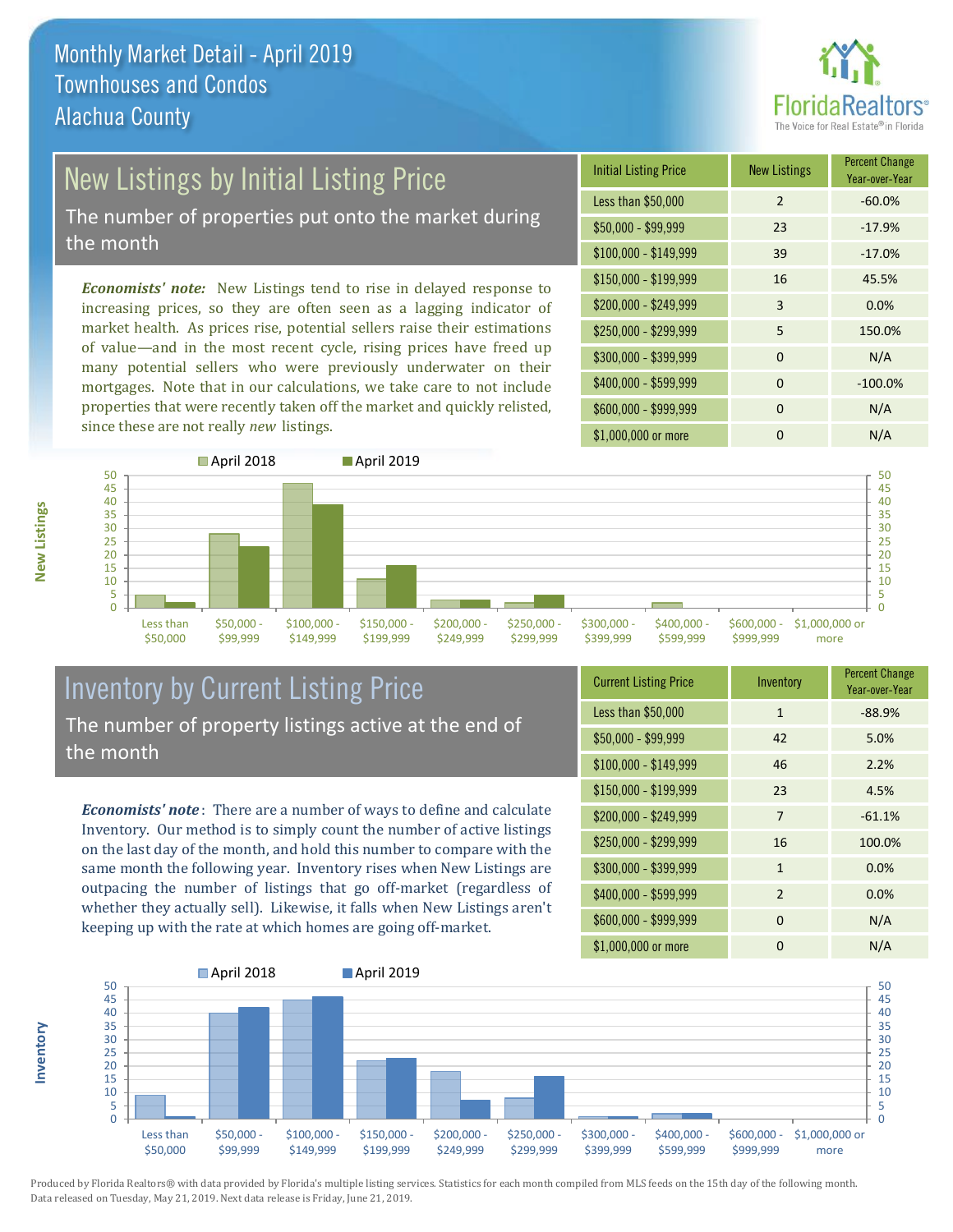# Monthly Market Detail - April 2019
## Townhouses and Condos
## Alachua County

## New Listings by Initial Listing Price

The number of properties put onto the market during the month

***Economists' note:*** New Listings tend to rise in delayed response to increasing prices, so they are often seen as a lagging indicator of market health. As prices rise, potential sellers raise their estimations of value—and in the most recent cycle, rising prices have freed up many potential sellers who were previously underwater on their mortgages. Note that in our calculations, we take care to not include properties that were recently taken off the market and quickly relisted, since these are not really *new* listings.

| Initial Listing Price | New Listings | Percent Change Year-over-Year |
|---|---|---|
| Less than $50,000 | 2 | -60.0% |
| $50,000 - $99,999 | 23 | -17.9% |
| $100,000 - $149,999 | 39 | -17.0% |
| $150,000 - $199,999 | 16 | 45.5% |
| $200,000 - $249,999 | 3 | 0.0% |
| $250,000 - $299,999 | 5 | 150.0% |
| $300,000 - $399,999 | 0 | N/A |
| $400,000 - $599,999 | 0 | -100.0% |
| $600,000 - $999,999 | 0 | N/A |
| $1,000,000 or more | 0 | N/A |

## Inventory by Current Listing Price

The number of property listings active at the end of the month

***Economists' note*** : There are a number of ways to define and calculate Inventory. Our method is to simply count the number of active listings on the last day of the month, and hold this number to compare with the same month the following year. Inventory rises when New Listings are outpacing the number of listings that go off-market (regardless of whether they actually sell). Likewise, it falls when New Listings aren't keeping up with the rate at which homes are going off-market.

| Current Listing Price | Inventory | Percent Change Year-over-Year |
|---|---|---|
| Less than $50,000 | 1 | -88.9% |
| $50,000 - $99,999 | 42 | 5.0% |
| $100,000 - $149,999 | 46 | 2.2% |
| $150,000 - $199,999 | 23 | 4.5% |
| $200,000 - $249,999 | 7 | -61.1% |
| $250,000 - $299,999 | 16 | 100.0% |
| $300,000 - $399,999 | 1 | 0.0% |
| $400,000 - $599,999 | 2 | 0.0% |
| $600,000 - $999,999 | 0 | N/A |
| $1,000,000 or more | 0 | N/A |

Produced by Florida Realtors® with data provided by Florida's multiple listing services. Statistics for each month compiled from MLS feeds on the 15th day of the following month. Data released on Tuesday, May 21, 2019. Next data release is Friday, June 21, 2019.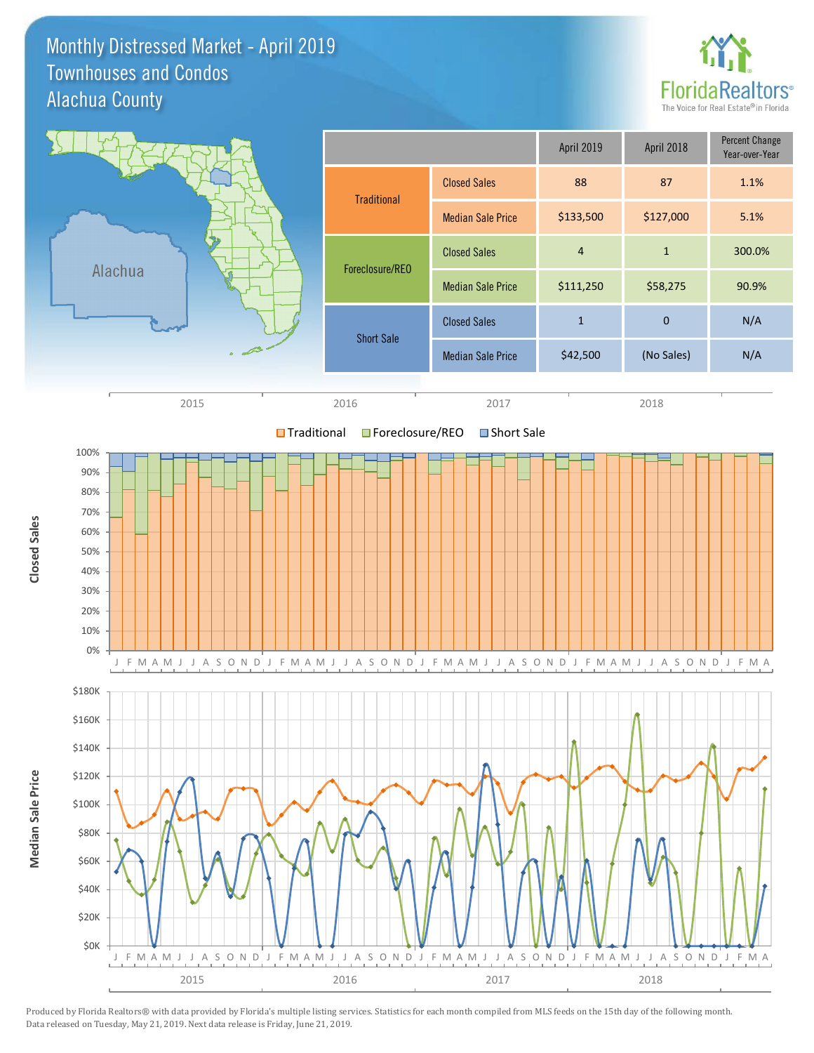# Monthly Distressed Market - April 2019
## Townhouses and Condos
## Alachua County

FloridaRealtors® The Voice for Real Estate® in Florida

| | | April 2019 | April 2018 | Percent Change Year-over-Year |
|---|---|---|---|---|
| Traditional | Closed Sales | 88 | 87 | 1.1% |
| | Median Sale Price | $133,500 | $127,000 | 5.1% |
| Foreclosure/REO | Closed Sales | 4 | 1 | 300.0% |
| | Median Sale Price | $111,250 | $58,275 | 90.9% |
| Short Sale | Closed Sales | 1 | 0 | N/A |
| | Median Sale Price | $42,500 | (No Sales) | N/A |

Produced by Florida Realtors® with data provided by Florida's multiple listing services. Statistics for each month compiled from MLS feeds on the 15th day of the following month. Data released on Tuesday, May 21, 2019. Next data release is Friday, June 21, 2019.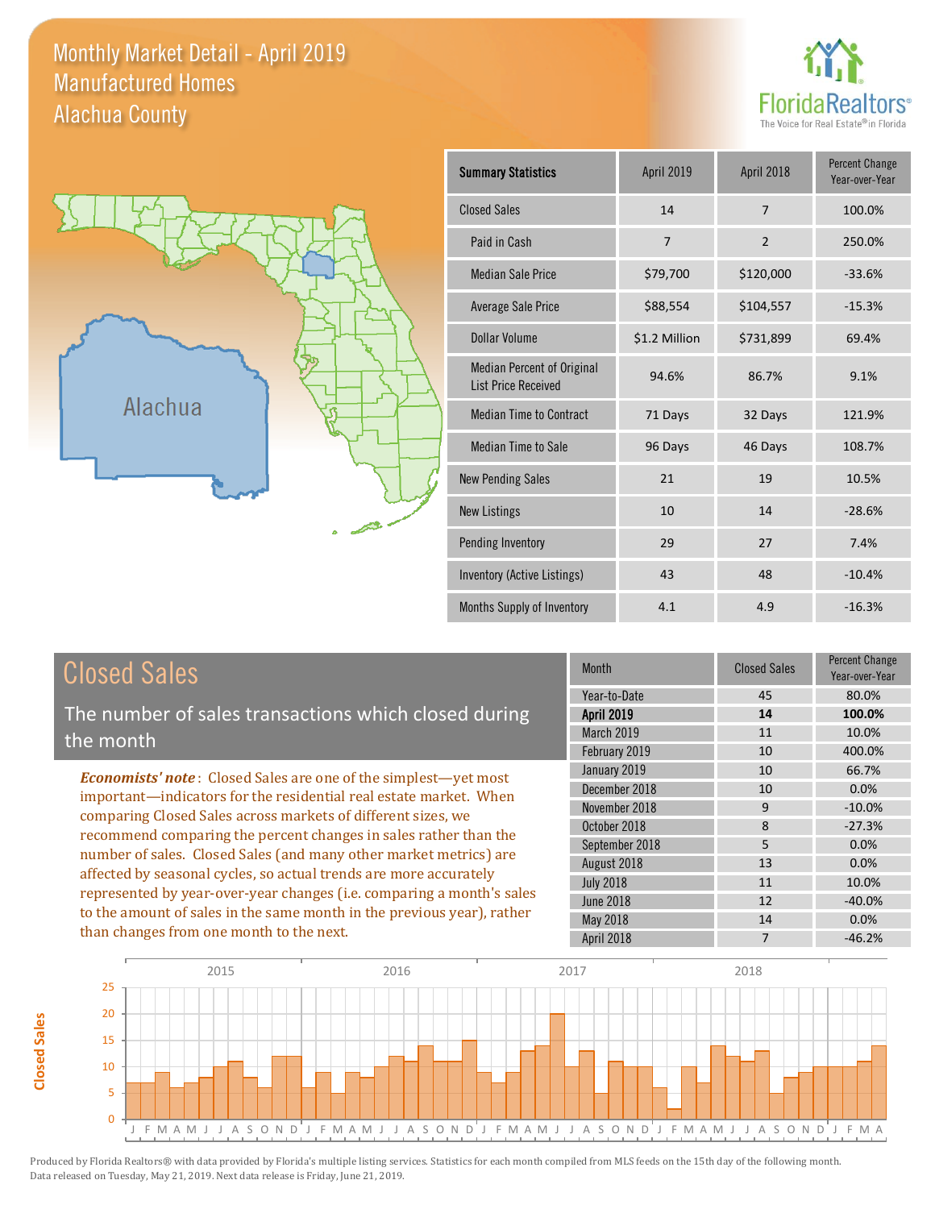# Monthly Market Detail - April 2019
## Manufactured Homes
## Alachua County

FloridaRealtors® The Voice for Real Estate® in Florida

Alachua

| Summary Statistics | April 2019 | April 2018 | Percent Change Year-over-Year |
|---|---|---|---|
| Closed Sales | 14 | 7 | 100.0% |
| Paid in Cash | 7 | 2 | 250.0% |
| Median Sale Price | $79,700 | $120,000 | -33.6% |
| Average Sale Price | $88,554 | $104,557 | -15.3% |
| Dollar Volume | $1.2 Million | $731,899 | 69.4% |
| Median Percent of Original List Price Received | 94.6% | 86.7% | 9.1% |
| Median Time to Contract | 71 Days | 32 Days | 121.9% |
| Median Time to Sale | 96 Days | 46 Days | 108.7% |
| New Pending Sales | 21 | 19 | 10.5% |
| New Listings | 10 | 14 | -28.6% |
| Pending Inventory | 29 | 27 | 7.4% |
| Inventory (Active Listings) | 43 | 48 | -10.4% |
| Months Supply of Inventory | 4.1 | 4.9 | -16.3% |

## Closed Sales

The number of sales transactions which closed during the month

*Economists' note*: Closed Sales are one of the simplest—yet most important—indicators for the residential real estate market. When comparing Closed Sales across markets of different sizes, we recommend comparing the percent changes in sales rather than the number of sales. Closed Sales (and many other market metrics) are affected by seasonal cycles, so actual trends are more accurately represented by year-over-year changes (i.e. comparing a month's sales to the amount of sales in the same month in the previous year), rather than changes from one month to the next.

| Month | Closed Sales | Percent Change Year-over-Year |
|---|---|---|
| Year-to-Date | 45 | 80.0% |
| **April 2019** | **14** | **100.0%** |
| March 2019 | 11 | 10.0% |
| February 2019 | 10 | 400.0% |
| January 2019 | 10 | 66.7% |
| December 2018 | 10 | 0.0% |
| November 2018 | 9 | -10.0% |
| October 2018 | 8 | -27.3% |
| September 2018 | 5 | 0.0% |
| August 2018 | 13 | 0.0% |
| July 2018 | 11 | 10.0% |
| June 2018 | 12 | -40.0% |
| May 2018 | 14 | 0.0% |
| April 2018 | 7 | -46.2% |

Produced by Florida Realtors® with data provided by Florida's multiple listing services. Statistics for each month compiled from MLS feeds on the 15th day of the following month. Data released on Tuesday, May 21, 2019. Next data release is Friday, June 21, 2019.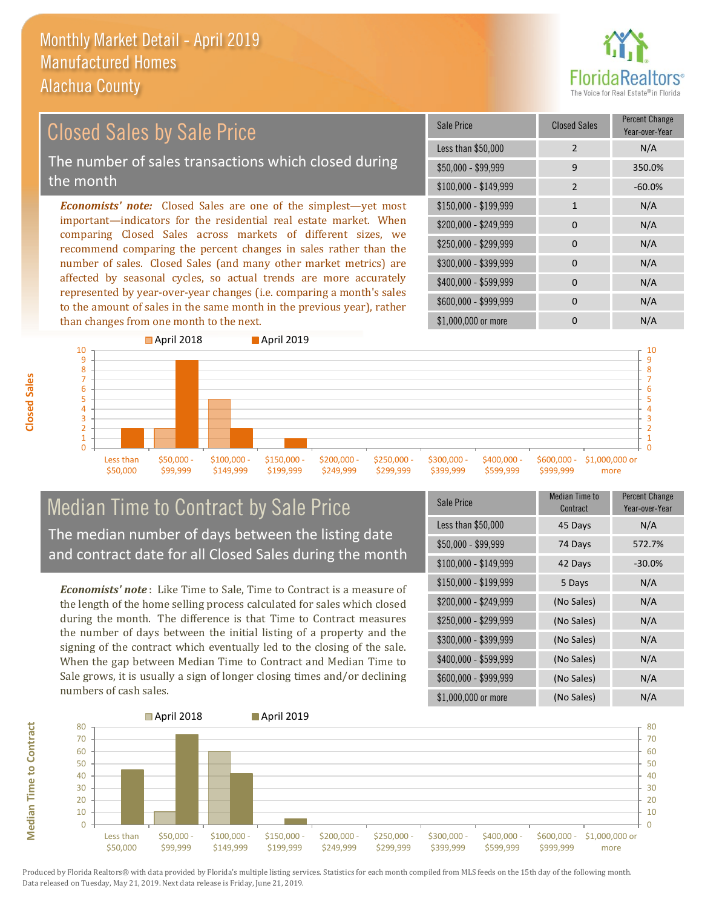# Monthly Market Detail - April 2019
## Manufactured Homes
## Alachua County

## Closed Sales by Sale Price

The number of sales transactions which closed during the month

*Economists' note:* Closed Sales are one of the simplest—yet most important—indicators for the residential real estate market. When comparing Closed Sales across markets of different sizes, we recommend comparing the percent changes in sales rather than the number of sales. Closed Sales (and many other market metrics) are affected by seasonal cycles, so actual trends are more accurately represented by year-over-year changes (i.e. comparing a month's sales to the amount of sales in the same month in the previous year), rather than changes from one month to the next.

| Sale Price | Closed Sales | Percent Change Year-over-Year |
|---|---|---|
| Less than $50,000 | 2 | N/A |
| $50,000 - $99,999 | 9 | 350.0% |
| $100,000 - $149,999 | 2 | -60.0% |
| $150,000 - $199,999 | 1 | N/A |
| $200,000 - $249,999 | 0 | N/A |
| $250,000 - $299,999 | 0 | N/A |
| $300,000 - $399,999 | 0 | N/A |
| $400,000 - $599,999 | 0 | N/A |
| $600,000 - $999,999 | 0 | N/A |
| $1,000,000 or more | 0 | N/A |

## Median Time to Contract by Sale Price

The median number of days between the listing date and contract date for all Closed Sales during the month

*Economists' note*: Like Time to Sale, Time to Contract is a measure of the length of the home selling process calculated for sales which closed during the month. The difference is that Time to Contract measures the number of days between the initial listing of a property and the signing of the contract which eventually led to the closing of the sale. When the gap between Median Time to Contract and Median Time to Sale grows, it is usually a sign of longer closing times and/or declining numbers of cash sales.

| Sale Price | Median Time to Contract | Percent Change Year-over-Year |
|---|---|---|
| Less than $50,000 | 45 Days | N/A |
| $50,000 - $99,999 | 74 Days | 572.7% |
| $100,000 - $149,999 | 42 Days | -30.0% |
| $150,000 - $199,999 | 5 Days | N/A |
| $200,000 - $249,999 | (No Sales) | N/A |
| $250,000 - $299,999 | (No Sales) | N/A |
| $300,000 - $399,999 | (No Sales) | N/A |
| $400,000 - $599,999 | (No Sales) | N/A |
| $600,000 - $999,999 | (No Sales) | N/A |
| $1,000,000 or more | (No Sales) | N/A |

Produced by Florida Realtors® with data provided by Florida's multiple listing services. Statistics for each month compiled from MLS feeds on the 15th day of the following month. Data released on Tuesday, May 21, 2019. Next data release is Friday, June 21, 2019.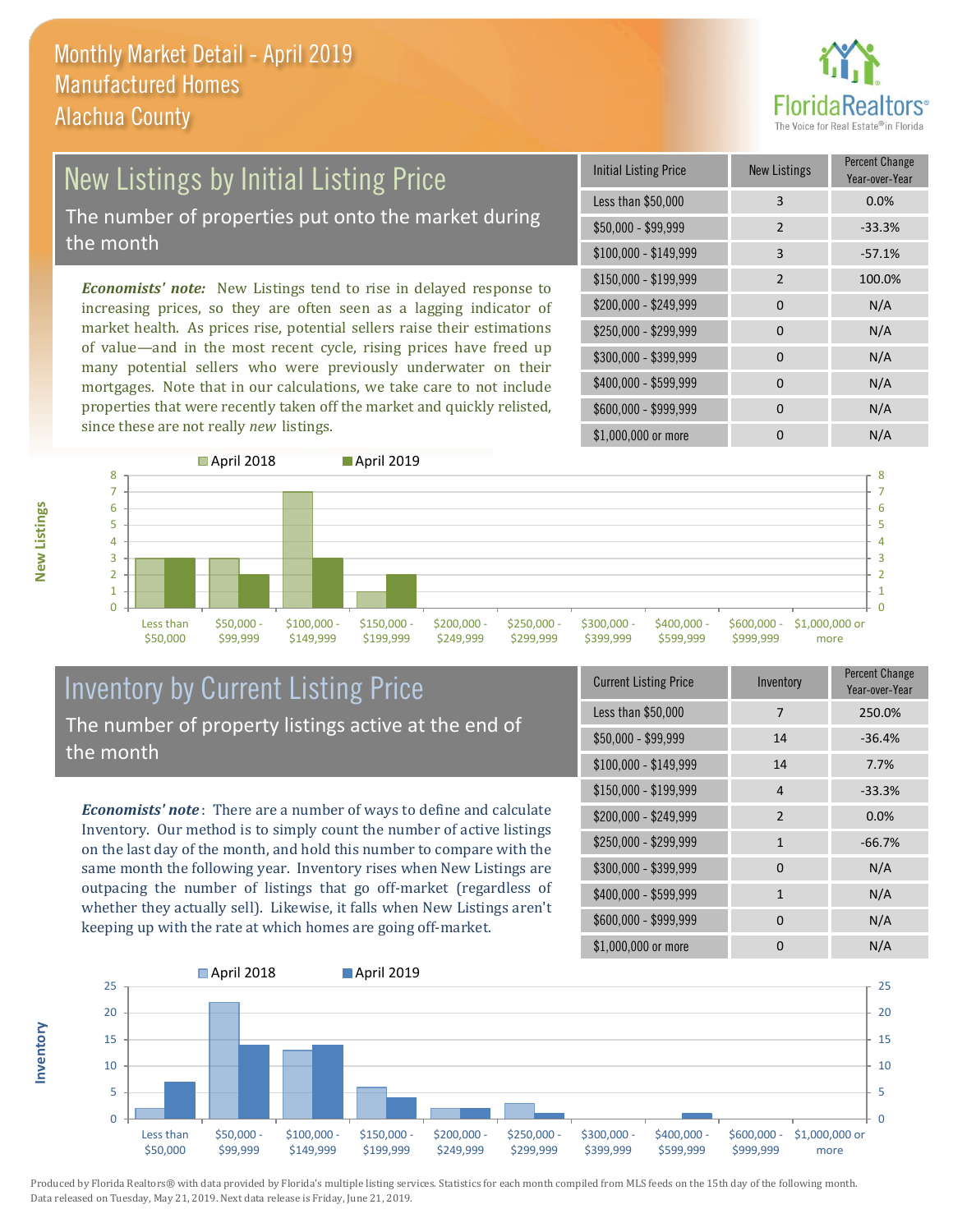# Monthly Market Detail - April 2019
## Manufactured Homes
## Alachua County

## New Listings by Initial Listing Price

The number of properties put onto the market during the month

*Economists' note:* New Listings tend to rise in delayed response to increasing prices, so they are often seen as a lagging indicator of market health. As prices rise, potential sellers raise their estimations of value—and in the most recent cycle, rising prices have freed up many potential sellers who were previously underwater on their mortgages. Note that in our calculations, we take care to not include properties that were recently taken off the market and quickly relisted, since these are not really *new* listings.

| Initial Listing Price | New Listings | Percent Change Year-over-Year |
|---|---|---|
| Less than $50,000 | 3 | 0.0% |
| $50,000 - $99,999 | 2 | -33.3% |
| $100,000 - $149,999 | 3 | -57.1% |
| $150,000 - $199,999 | 2 | 100.0% |
| $200,000 - $249,999 | 0 | N/A |
| $250,000 - $299,999 | 0 | N/A |
| $300,000 - $399,999 | 0 | N/A |
| $400,000 - $599,999 | 0 | N/A |
| $600,000 - $999,999 | 0 | N/A |
| $1,000,000 or more | 0 | N/A |

## Inventory by Current Listing Price

The number of property listings active at the end of the month

*Economists' note*: There are a number of ways to define and calculate Inventory. Our method is to simply count the number of active listings on the last day of the month, and hold this number to compare with the same month the following year. Inventory rises when New Listings are outpacing the number of listings that go off-market (regardless of whether they actually sell). Likewise, it falls when New Listings aren't keeping up with the rate at which homes are going off-market.

| Current Listing Price | Inventory | Percent Change Year-over-Year |
|---|---|---|
| Less than $50,000 | 7 | 250.0% |
| $50,000 - $99,999 | 14 | -36.4% |
| $100,000 - $149,999 | 14 | 7.7% |
| $150,000 - $199,999 | 4 | -33.3% |
| $200,000 - $249,999 | 2 | 0.0% |
| $250,000 - $299,999 | 1 | -66.7% |
| $300,000 - $399,999 | 0 | N/A |
| $400,000 - $599,999 | 1 | N/A |
| $600,000 - $999,999 | 0 | N/A |
| $1,000,000 or more | 0 | N/A |

Produced by Florida Realtors® with data provided by Florida's multiple listing services. Statistics for each month compiled from MLS feeds on the 15th day of the following month. Data released on Tuesday, May 21, 2019. Next data release is Friday, June 21, 2019.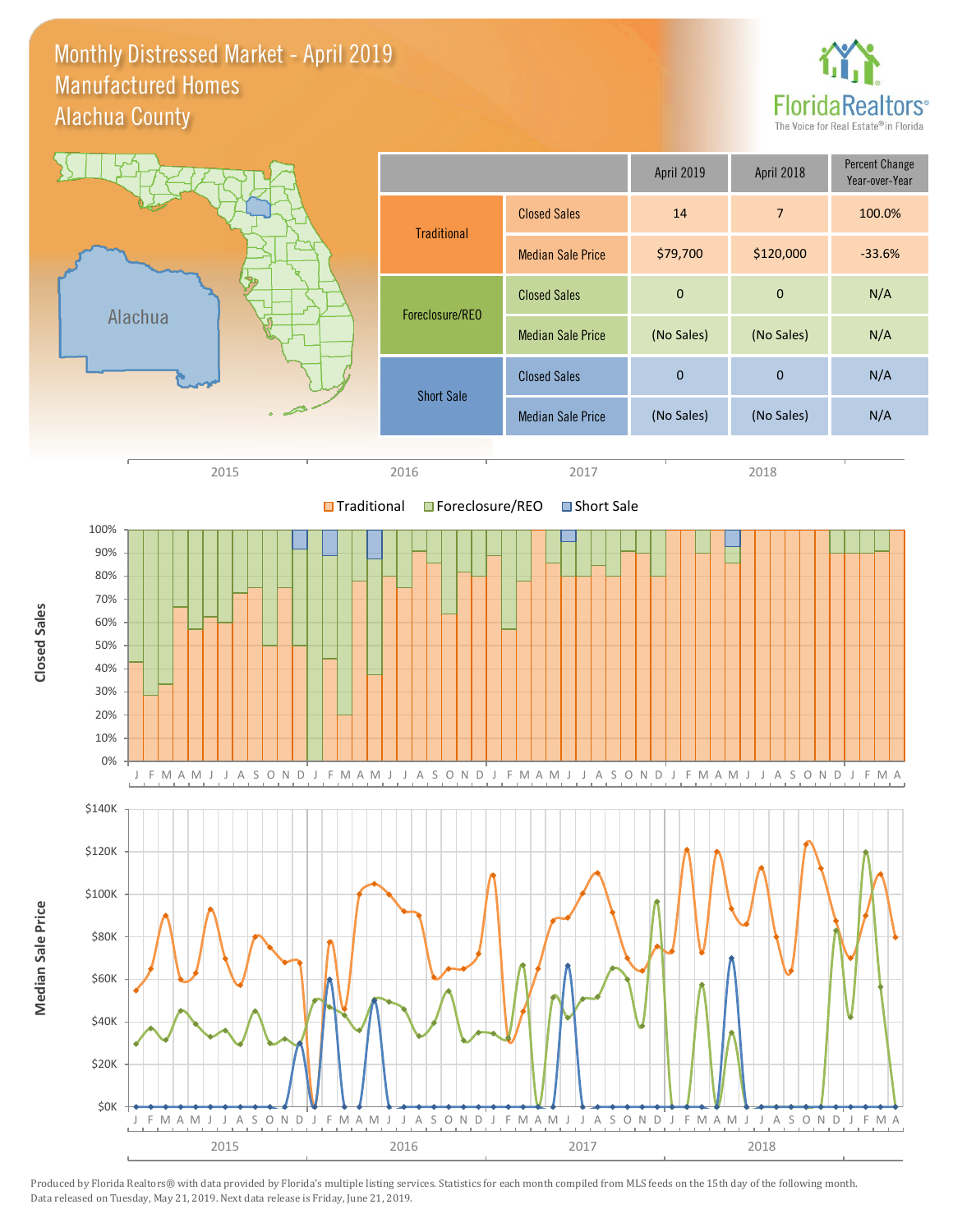# Monthly Distressed Market - April 2019
## Manufactured Homes
## Alachua County

FloridaRealtors®
The Voice for Real Estate® in Florida

Alachua

| | | April 2019 | April 2018 | Percent Change Year-over-Year |
|---|---|---|---|---|
| Traditional | Closed Sales | 14 | 7 | 100.0% |
| | Median Sale Price | $79,700 | $120,000 | -33.6% |
| Foreclosure/REO | Closed Sales | 0 | 0 | N/A |
| | Median Sale Price | (No Sales) | (No Sales) | N/A |
| Short Sale | Closed Sales | 0 | 0 | N/A |
| | Median Sale Price | (No Sales) | (No Sales) | N/A |

2015 2016 2017 2018

Traditional Foreclosure/REO Short Sale

Closed Sales

100% 90% 80% 70% 60% 50% 40% 30% 20% 10% 0%

J F M A M J J A S O N D J F M A M J J A S O N D J F M A M J J A S O N D J F M A M J J A S O N D J F M A

Median Sale Price

$140K $120K $100K $80K $60K $40K $20K $0K

J F M A M J J A S O N D J F M A M J J A S O N D J F M A M J J A S O N D J F M A M J J A S O N D J F M A

2015 2016 2017 2018

Produced by Florida Realtors® with data provided by Florida's multiple listing services. Statistics for each month compiled from MLS feeds on the 15th day of the following month. Data released on Tuesday, May 21, 2019. Next data release is Friday, June 21, 2019.